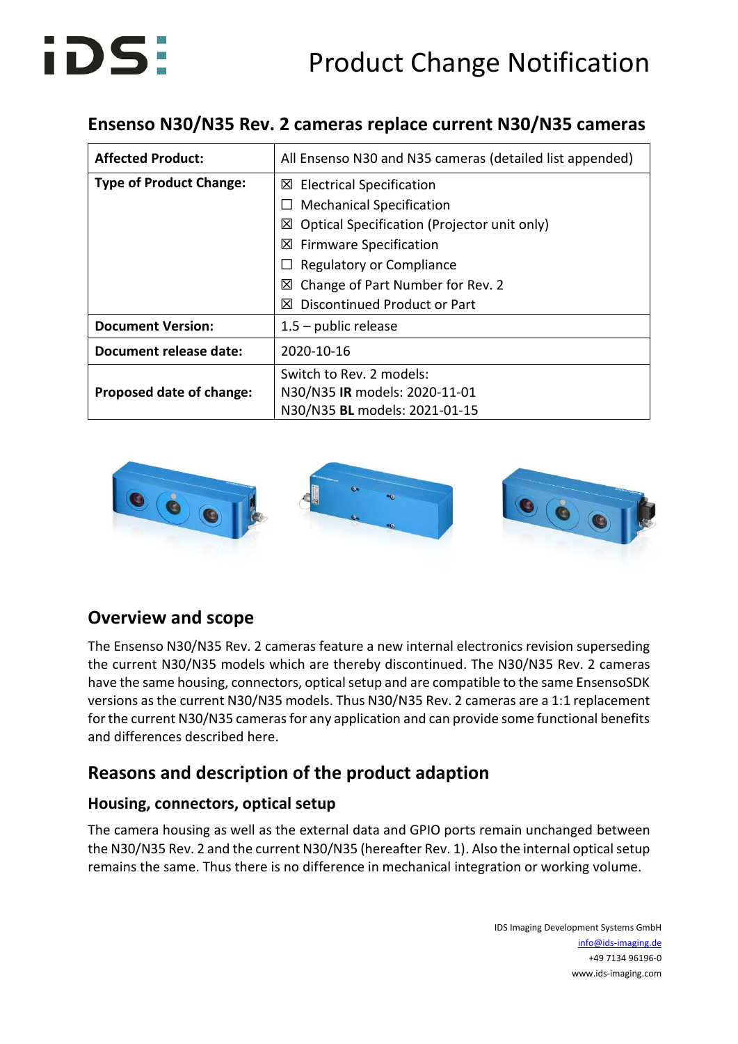# Product Change Notification

## Ensenso N30/N35 Rev. 2 cameras replace current N30/N35 cameras

| **Affected Product:** | All Ensenso N30 and N35 cameras (detailed list appended) |
|---|---|
| **Type of Product Change:** | ☒ Electrical Specification<br>☐ Mechanical Specification<br>☒ Optical Specification (Projector unit only)<br>☒ Firmware Specification<br>☐ Regulatory or Compliance<br>☒ Change of Part Number for Rev. 2<br>☒ Discontinued Product or Part |
| **Document Version:** | 1.5 – public release |
| **Document release date:** | 2020-10-16 |
| **Proposed date of change:** | Switch to Rev. 2 models:<br>N30/N35 **IR** models: 2020-11-01<br>N30/N35 **BL** models: 2021-01-15 |

## Overview and scope

The Ensenso N30/N35 Rev. 2 cameras feature a new internal electronics revision superseding the current N30/N35 models which are thereby discontinued. The N30/N35 Rev. 2 cameras have the same housing, connectors, optical setup and are compatible to the same EnsensoSDK versions as the current N30/N35 models. Thus N30/N35 Rev. 2 cameras are a 1:1 replacement for the current N30/N35 cameras for any application and can provide some functional benefits and differences described here.

## Reasons and description of the product adaption

### Housing, connectors, optical setup

The camera housing as well as the external data and GPIO ports remain unchanged between the N30/N35 Rev. 2 and the current N30/N35 (hereafter Rev. 1). Also the internal optical setup remains the same. Thus there is no difference in mechanical integration or working volume.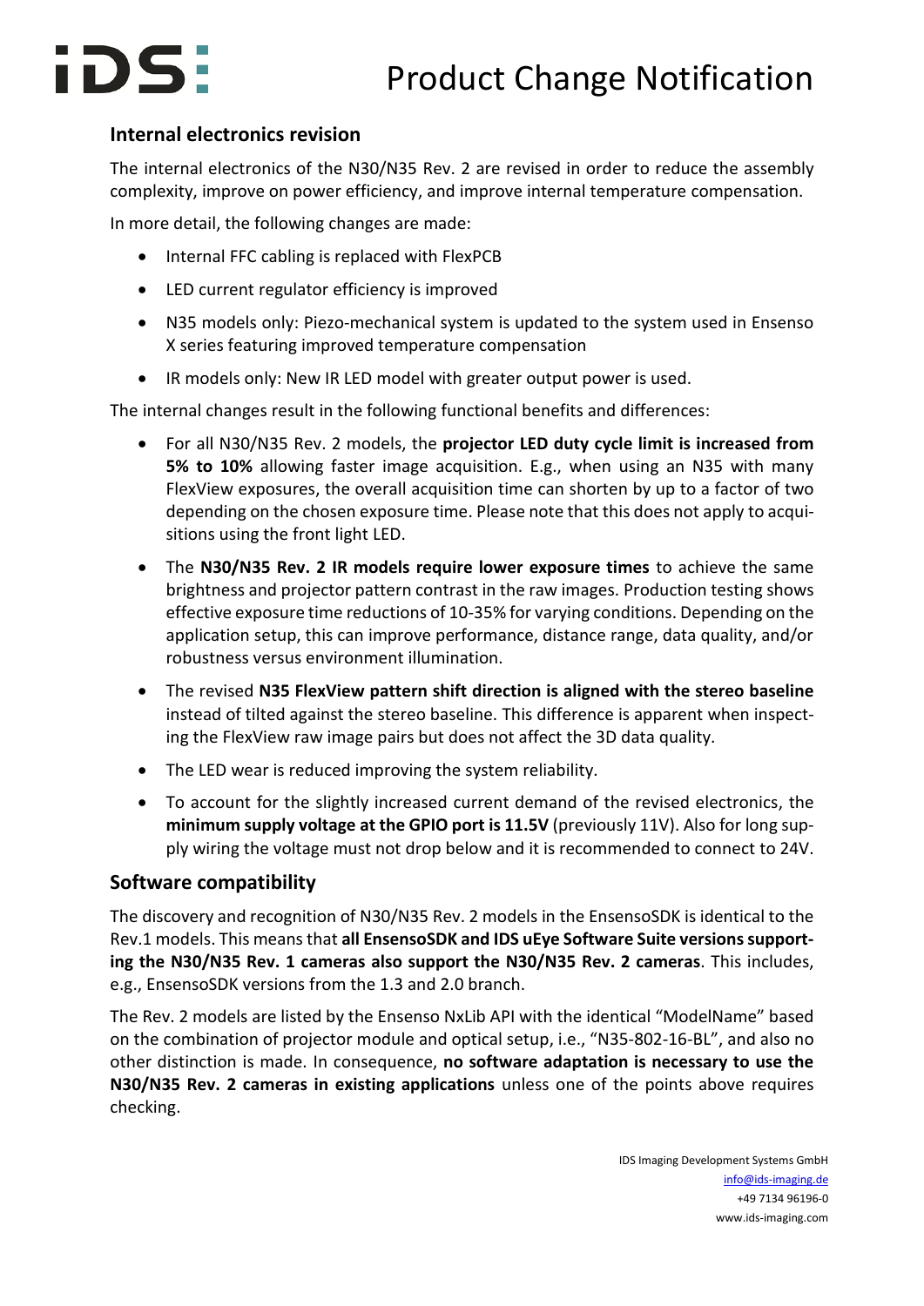## Internal electronics revision

The internal electronics of the N30/N35 Rev. 2 are revised in order to reduce the assembly complexity, improve on power efficiency, and improve internal temperature compensation.

In more detail, the following changes are made:

- Internal FFC cabling is replaced with FlexPCB
- LED current regulator efficiency is improved
- N35 models only: Piezo-mechanical system is updated to the system used in Ensenso X series featuring improved temperature compensation
- IR models only: New IR LED model with greater output power is used.

The internal changes result in the following functional benefits and differences:

- For all N30/N35 Rev. 2 models, the **projector LED duty cycle limit is increased from 5% to 10%** allowing faster image acquisition. E.g., when using an N35 with many FlexView exposures, the overall acquisition time can shorten by up to a factor of two depending on the chosen exposure time. Please note that this does not apply to acquisitions using the front light LED.
- The **N30/N35 Rev. 2 IR models require lower exposure times** to achieve the same brightness and projector pattern contrast in the raw images. Production testing shows effective exposure time reductions of 10-35% for varying conditions. Depending on the application setup, this can improve performance, distance range, data quality, and/or robustness versus environment illumination.
- The revised **N35 FlexView pattern shift direction is aligned with the stereo baseline** instead of tilted against the stereo baseline. This difference is apparent when inspecting the FlexView raw image pairs but does not affect the 3D data quality.
- The LED wear is reduced improving the system reliability.
- To account for the slightly increased current demand of the revised electronics, the **minimum supply voltage at the GPIO port is 11.5V** (previously 11V). Also for long supply wiring the voltage must not drop below and it is recommended to connect to 24V.

## Software compatibility

The discovery and recognition of N30/N35 Rev. 2 models in the EnsensoSDK is identical to the Rev.1 models. This means that **all EnsensoSDK and IDS uEye Software Suite versions supporting the N30/N35 Rev. 1 cameras also support the N30/N35 Rev. 2 cameras**. This includes, e.g., EnsensoSDK versions from the 1.3 and 2.0 branch.

The Rev. 2 models are listed by the Ensenso NxLib API with the identical "ModelName" based on the combination of projector module and optical setup, i.e., "N35-802-16-BL", and also no other distinction is made. In consequence, **no software adaptation is necessary to use the N30/N35 Rev. 2 cameras in existing applications** unless one of the points above requires checking.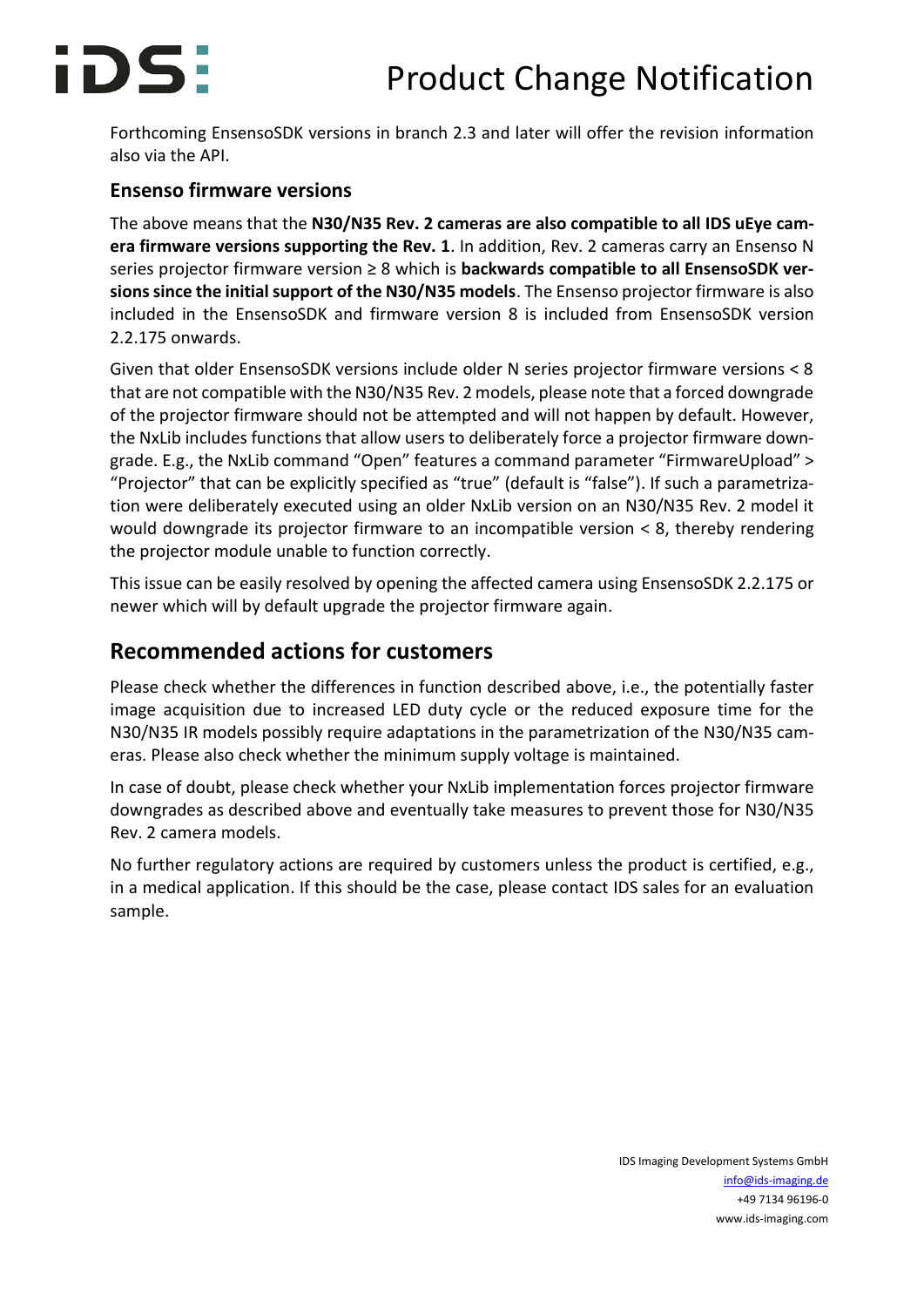Forthcoming EnsensoSDK versions in branch 2.3 and later will offer the revision information also via the API.

### Ensenso firmware versions

The above means that the **N30/N35 Rev. 2 cameras are also compatible to all IDS uEye camera firmware versions supporting the Rev. 1**. In addition, Rev. 2 cameras carry an Ensenso N series projector firmware version ≥ 8 which is **backwards compatible to all EnsensoSDK versions since the initial support of the N30/N35 models**. The Ensenso projector firmware is also included in the EnsensoSDK and firmware version 8 is included from EnsensoSDK version 2.2.175 onwards.

Given that older EnsensoSDK versions include older N series projector firmware versions < 8 that are not compatible with the N30/N35 Rev. 2 models, please note that a forced downgrade of the projector firmware should not be attempted and will not happen by default. However, the NxLib includes functions that allow users to deliberately force a projector firmware downgrade. E.g., the NxLib command "Open" features a command parameter "FirmwareUpload" > "Projector" that can be explicitly specified as "true" (default is "false"). If such a parametrization were deliberately executed using an older NxLib version on an N30/N35 Rev. 2 model it would downgrade its projector firmware to an incompatible version < 8, thereby rendering the projector module unable to function correctly.

This issue can be easily resolved by opening the affected camera using EnsensoSDK 2.2.175 or newer which will by default upgrade the projector firmware again.

## Recommended actions for customers

Please check whether the differences in function described above, i.e., the potentially faster image acquisition due to increased LED duty cycle or the reduced exposure time for the N30/N35 IR models possibly require adaptations in the parametrization of the N30/N35 cameras. Please also check whether the minimum supply voltage is maintained.

In case of doubt, please check whether your NxLib implementation forces projector firmware downgrades as described above and eventually take measures to prevent those for N30/N35 Rev. 2 camera models.

No further regulatory actions are required by customers unless the product is certified, e.g., in a medical application. If this should be the case, please contact IDS sales for an evaluation sample.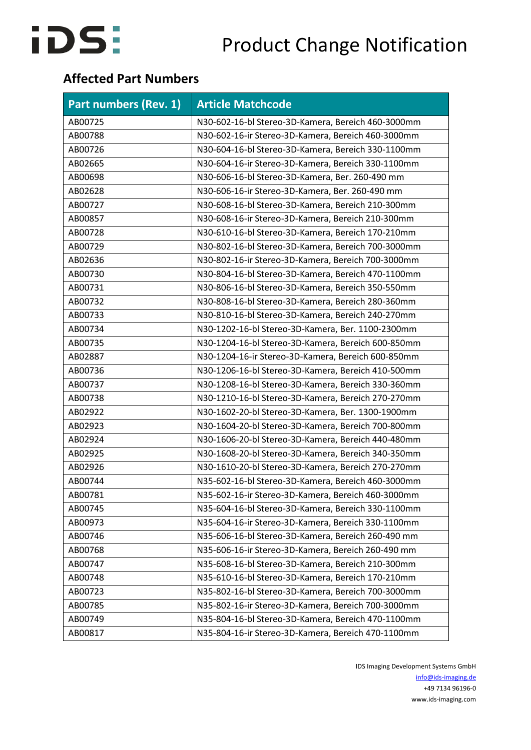## Affected Part Numbers

| Part numbers (Rev. 1) | Article Matchcode |
|---|---|
| AB00725 | N30-602-16-bl Stereo-3D-Kamera, Bereich 460-3000mm |
| AB00788 | N30-602-16-ir Stereo-3D-Kamera, Bereich 460-3000mm |
| AB00726 | N30-604-16-bl Stereo-3D-Kamera, Bereich 330-1100mm |
| AB02665 | N30-604-16-ir Stereo-3D-Kamera, Bereich 330-1100mm |
| AB00698 | N30-606-16-bl Stereo-3D-Kamera, Ber. 260-490 mm |
| AB02628 | N30-606-16-ir Stereo-3D-Kamera, Ber. 260-490 mm |
| AB00727 | N30-608-16-bl Stereo-3D-Kamera, Bereich 210-300mm |
| AB00857 | N30-608-16-ir Stereo-3D-Kamera, Bereich 210-300mm |
| AB00728 | N30-610-16-bl Stereo-3D-Kamera, Bereich 170-210mm |
| AB00729 | N30-802-16-bl Stereo-3D-Kamera, Bereich 700-3000mm |
| AB02636 | N30-802-16-ir Stereo-3D-Kamera, Bereich 700-3000mm |
| AB00730 | N30-804-16-bl Stereo-3D-Kamera, Bereich 470-1100mm |
| AB00731 | N30-806-16-bl Stereo-3D-Kamera, Bereich 350-550mm |
| AB00732 | N30-808-16-bl Stereo-3D-Kamera, Bereich 280-360mm |
| AB00733 | N30-810-16-bl Stereo-3D-Kamera, Bereich 240-270mm |
| AB00734 | N30-1202-16-bl Stereo-3D-Kamera, Ber. 1100-2300mm |
| AB00735 | N30-1204-16-bl Stereo-3D-Kamera, Bereich 600-850mm |
| AB02887 | N30-1204-16-ir Stereo-3D-Kamera, Bereich 600-850mm |
| AB00736 | N30-1206-16-bl Stereo-3D-Kamera, Bereich 410-500mm |
| AB00737 | N30-1208-16-bl Stereo-3D-Kamera, Bereich 330-360mm |
| AB00738 | N30-1210-16-bl Stereo-3D-Kamera, Bereich 270-270mm |
| AB02922 | N30-1602-20-bl Stereo-3D-Kamera, Ber. 1300-1900mm |
| AB02923 | N30-1604-20-bl Stereo-3D-Kamera, Bereich 700-800mm |
| AB02924 | N30-1606-20-bl Stereo-3D-Kamera, Bereich 440-480mm |
| AB02925 | N30-1608-20-bl Stereo-3D-Kamera, Bereich 340-350mm |
| AB02926 | N30-1610-20-bl Stereo-3D-Kamera, Bereich 270-270mm |
| AB00744 | N35-602-16-bl Stereo-3D-Kamera, Bereich 460-3000mm |
| AB00781 | N35-602-16-ir Stereo-3D-Kamera, Bereich 460-3000mm |
| AB00745 | N35-604-16-bl Stereo-3D-Kamera, Bereich 330-1100mm |
| AB00973 | N35-604-16-ir Stereo-3D-Kamera, Bereich 330-1100mm |
| AB00746 | N35-606-16-bl Stereo-3D-Kamera, Bereich 260-490 mm |
| AB00768 | N35-606-16-ir Stereo-3D-Kamera, Bereich 260-490 mm |
| AB00747 | N35-608-16-bl Stereo-3D-Kamera, Bereich 210-300mm |
| AB00748 | N35-610-16-bl Stereo-3D-Kamera, Bereich 170-210mm |
| AB00723 | N35-802-16-bl Stereo-3D-Kamera, Bereich 700-3000mm |
| AB00785 | N35-802-16-ir Stereo-3D-Kamera, Bereich 700-3000mm |
| AB00749 | N35-804-16-bl Stereo-3D-Kamera, Bereich 470-1100mm |
| AB00817 | N35-804-16-ir Stereo-3D-Kamera, Bereich 470-1100mm |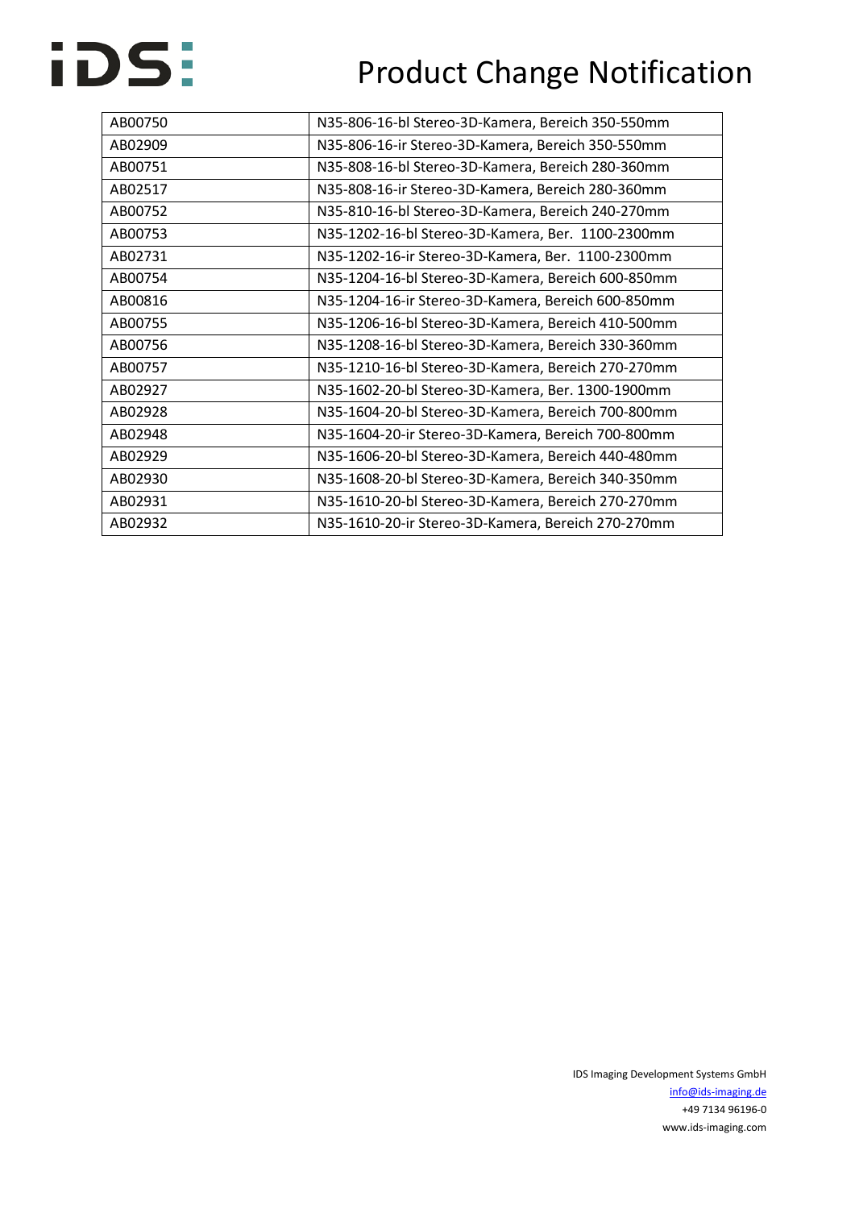# Product Change Notification

| | |
|---|---|
| AB00750 | N35-806-16-bl Stereo-3D-Kamera, Bereich 350-550mm |
| AB02909 | N35-806-16-ir Stereo-3D-Kamera, Bereich 350-550mm |
| AB00751 | N35-808-16-bl Stereo-3D-Kamera, Bereich 280-360mm |
| AB02517 | N35-808-16-ir Stereo-3D-Kamera, Bereich 280-360mm |
| AB00752 | N35-810-16-bl Stereo-3D-Kamera, Bereich 240-270mm |
| AB00753 | N35-1202-16-bl Stereo-3D-Kamera, Ber. 1100-2300mm |
| AB02731 | N35-1202-16-ir Stereo-3D-Kamera, Ber. 1100-2300mm |
| AB00754 | N35-1204-16-bl Stereo-3D-Kamera, Bereich 600-850mm |
| AB00816 | N35-1204-16-ir Stereo-3D-Kamera, Bereich 600-850mm |
| AB00755 | N35-1206-16-bl Stereo-3D-Kamera, Bereich 410-500mm |
| AB00756 | N35-1208-16-bl Stereo-3D-Kamera, Bereich 330-360mm |
| AB00757 | N35-1210-16-bl Stereo-3D-Kamera, Bereich 270-270mm |
| AB02927 | N35-1602-20-bl Stereo-3D-Kamera, Ber. 1300-1900mm |
| AB02928 | N35-1604-20-bl Stereo-3D-Kamera, Bereich 700-800mm |
| AB02948 | N35-1604-20-ir Stereo-3D-Kamera, Bereich 700-800mm |
| AB02929 | N35-1606-20-bl Stereo-3D-Kamera, Bereich 440-480mm |
| AB02930 | N35-1608-20-bl Stereo-3D-Kamera, Bereich 340-350mm |
| AB02931 | N35-1610-20-bl Stereo-3D-Kamera, Bereich 270-270mm |
| AB02932 | N35-1610-20-ir Stereo-3D-Kamera, Bereich 270-270mm |

IDS Imaging Development Systems GmbH
info@ids-imaging.de
+49 7134 96196-0
www.ids-imaging.com